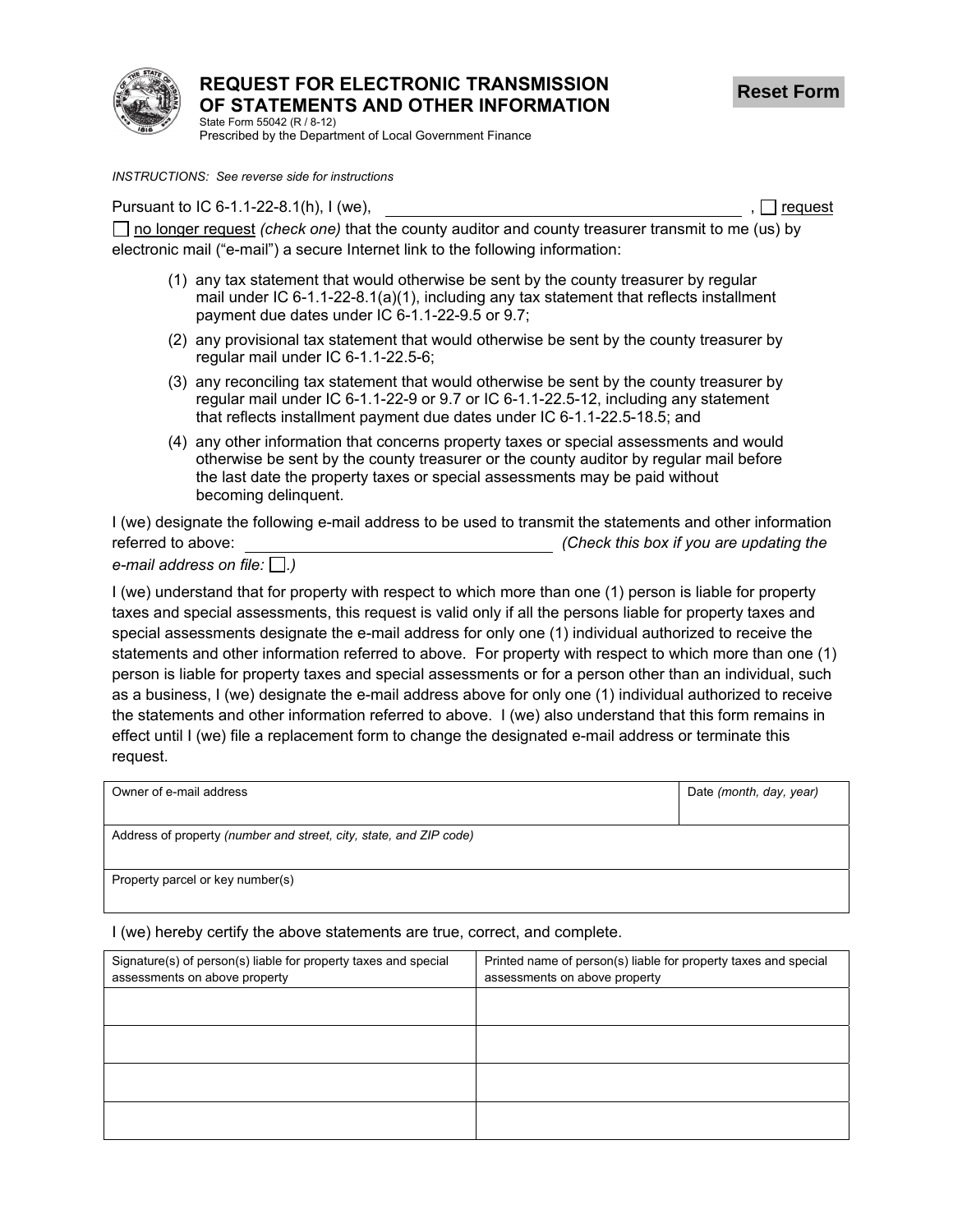# REQUEST FOR ELECTRONIC TRANSMISSION OF STATEMENTS AND OTHER INFORMATION

State Form 55042 (R / 8-12)
Prescribed by the Department of Local Government Finance

Reset Form

*INSTRUCTIONS: See reverse side for instructions*

Pursuant to IC 6-1.1-22-8.1(h), I (we), ______________________________ , ☐ request ☐ no longer request *(check one)* that the county auditor and county treasurer transmit to me (us) by electronic mail ("e-mail") a secure Internet link to the following information:

(1) any tax statement that would otherwise be sent by the county treasurer by regular mail under IC 6-1.1-22-8.1(a)(1), including any tax statement that reflects installment payment due dates under IC 6-1.1-22-9.5 or 9.7;

(2) any provisional tax statement that would otherwise be sent by the county treasurer by regular mail under IC 6-1.1-22.5-6;

(3) any reconciling tax statement that would otherwise be sent by the county treasurer by regular mail under IC 6-1.1-22-9 or 9.7 or IC 6-1.1-22.5-12, including any statement that reflects installment payment due dates under IC 6-1.1-22.5-18.5; and

(4) any other information that concerns property taxes or special assessments and would otherwise be sent by the county treasurer or the county auditor by regular mail before the last date the property taxes or special assessments may be paid without becoming delinquent.

I (we) designate the following e-mail address to be used to transmit the statements and other information referred to above: ______________________________ *(Check this box if you are updating the e-mail address on file: ☐.)*

I (we) understand that for property with respect to which more than one (1) person is liable for property taxes and special assessments, this request is valid only if all the persons liable for property taxes and special assessments designate the e-mail address for only one (1) individual authorized to receive the statements and other information referred to above. For property with respect to which more than one (1) person is liable for property taxes and special assessments or for a person other than an individual, such as a business, I (we) designate the e-mail address above for only one (1) individual authorized to receive the statements and other information referred to above. I (we) also understand that this form remains in effect until I (we) file a replacement form to change the designated e-mail address or terminate this request.

| Owner of e-mail address | Date *(month, day, year)* |
|---|---|
| | |

| Address of property *(number and street, city, state, and ZIP code)* |
|---|
| |

| Property parcel or key number(s) |
|---|
| |

I (we) hereby certify the above statements are true, correct, and complete.

| Signature(s) of person(s) liable for property taxes and special assessments on above property | Printed name of person(s) liable for property taxes and special assessments on above property |
|---|---|
| | |
| | |
| | |
| | |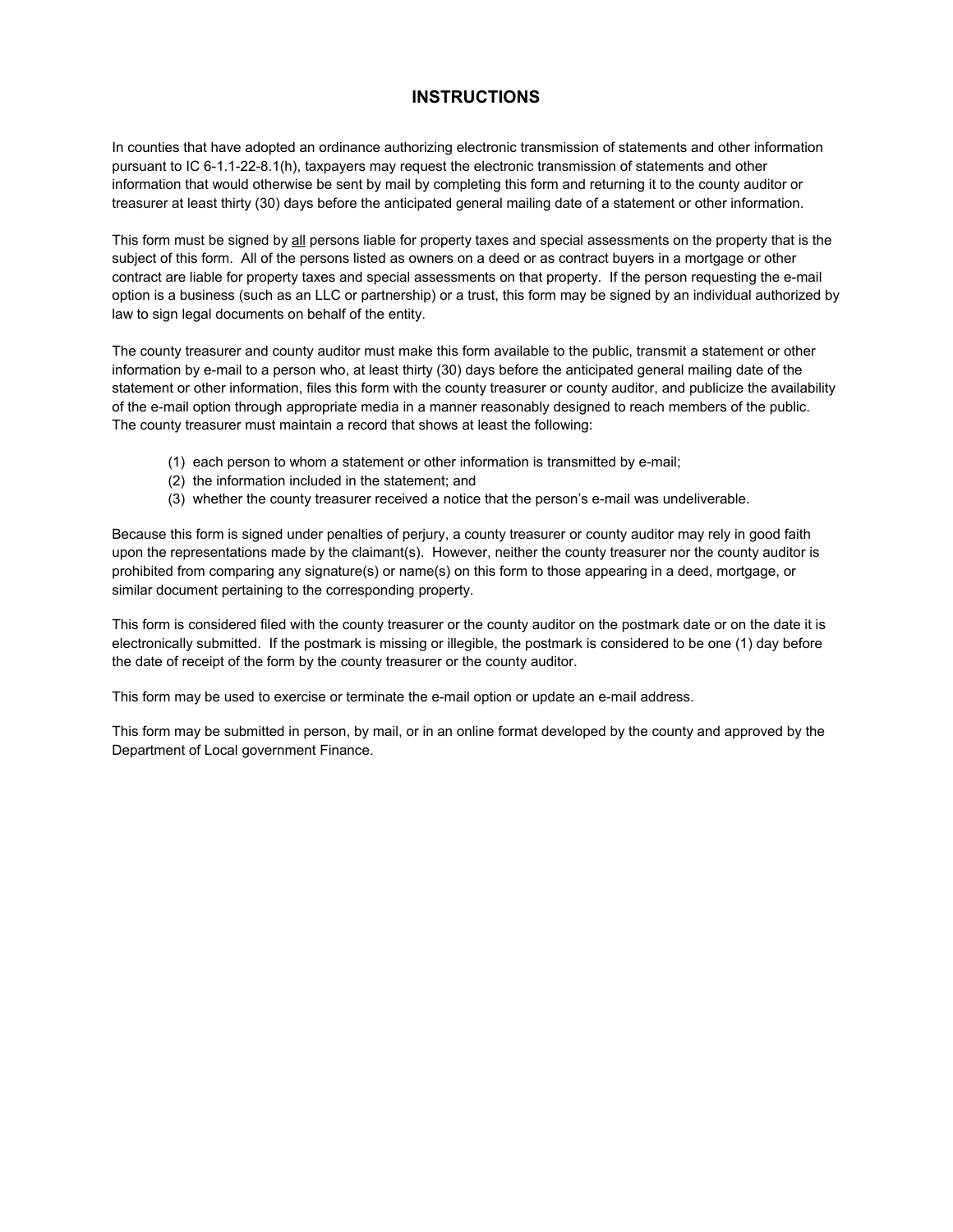## INSTRUCTIONS

In counties that have adopted an ordinance authorizing electronic transmission of statements and other information pursuant to IC 6-1.1-22-8.1(h), taxpayers may request the electronic transmission of statements and other information that would otherwise be sent by mail by completing this form and returning it to the county auditor or treasurer at least thirty (30) days before the anticipated general mailing date of a statement or other information.

This form must be signed by <u>all</u> persons liable for property taxes and special assessments on the property that is the subject of this form. All of the persons listed as owners on a deed or as contract buyers in a mortgage or other contract are liable for property taxes and special assessments on that property. If the person requesting the e-mail option is a business (such as an LLC or partnership) or a trust, this form may be signed by an individual authorized by law to sign legal documents on behalf of the entity.

The county treasurer and county auditor must make this form available to the public, transmit a statement or other information by e-mail to a person who, at least thirty (30) days before the anticipated general mailing date of the statement or other information, files this form with the county treasurer or county auditor, and publicize the availability of the e-mail option through appropriate media in a manner reasonably designed to reach members of the public. The county treasurer must maintain a record that shows at least the following:

(1) each person to whom a statement or other information is transmitted by e-mail;
(2) the information included in the statement; and
(3) whether the county treasurer received a notice that the person's e-mail was undeliverable.

Because this form is signed under penalties of perjury, a county treasurer or county auditor may rely in good faith upon the representations made by the claimant(s). However, neither the county treasurer nor the county auditor is prohibited from comparing any signature(s) or name(s) on this form to those appearing in a deed, mortgage, or similar document pertaining to the corresponding property.

This form is considered filed with the county treasurer or the county auditor on the postmark date or on the date it is electronically submitted. If the postmark is missing or illegible, the postmark is considered to be one (1) day before the date of receipt of the form by the county treasurer or the county auditor.

This form may be used to exercise or terminate the e-mail option or update an e-mail address.

This form may be submitted in person, by mail, or in an online format developed by the county and approved by the Department of Local government Finance.